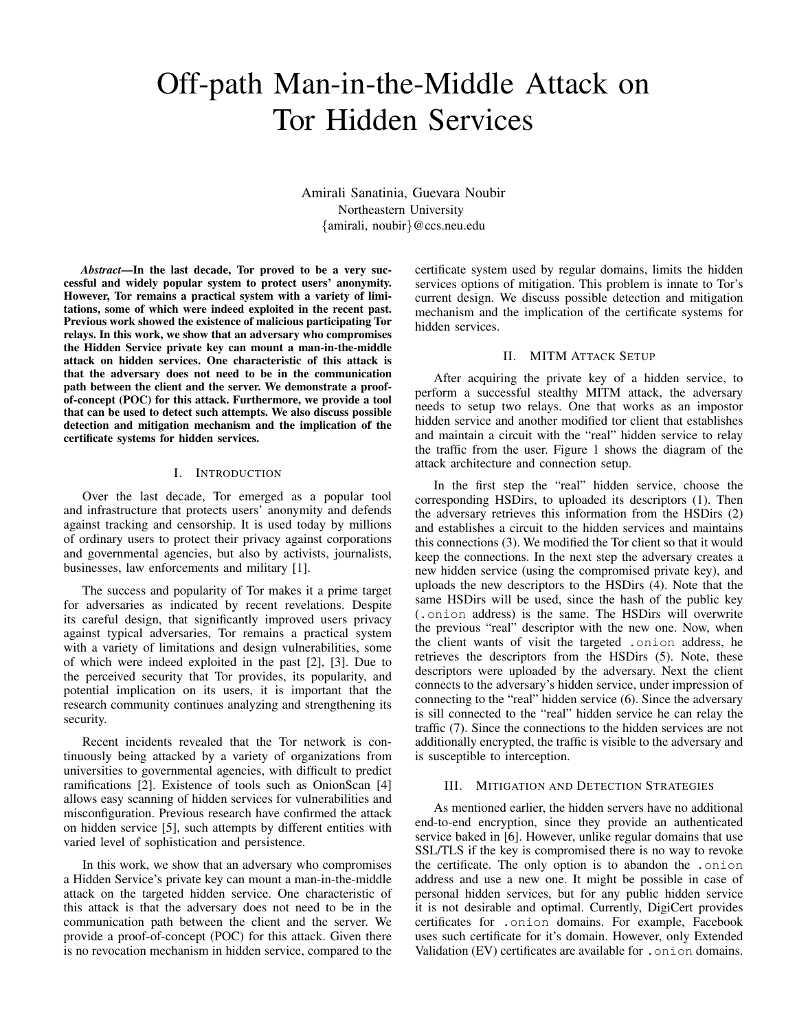# Off-path Man-in-the-Middle Attack on Tor Hidden Services

Amirali Sanatinia, Guevara Noubir
Northeastern University
{amirali, noubir}@ccs.neu.edu

***Abstract*—In the last decade, Tor proved to be a very successful and widely popular system to protect users' anonymity. However, Tor remains a practical system with a variety of limitations, some of which were indeed exploited in the recent past. Previous work showed the existence of malicious participating Tor relays. In this work, we show that an adversary who compromises the Hidden Service private key can mount a man-in-the-middle attack on hidden services. One characteristic of this attack is that the adversary does not need to be in the communication path between the client and the server. We demonstrate a proof-of-concept (POC) for this attack. Furthermore, we provide a tool that can be used to detect such attempts. We also discuss possible detection and mitigation mechanism and the implication of the certificate systems for hidden services.**

## I. Introduction

Over the last decade, Tor emerged as a popular tool and infrastructure that protects users' anonymity and defends against tracking and censorship. It is used today by millions of ordinary users to protect their privacy against corporations and governmental agencies, but also by activists, journalists, businesses, law enforcements and military [1].

The success and popularity of Tor makes it a prime target for adversaries as indicated by recent revelations. Despite its careful design, that significantly improved users privacy against typical adversaries, Tor remains a practical system with a variety of limitations and design vulnerabilities, some of which were indeed exploited in the past [2], [3]. Due to the perceived security that Tor provides, its popularity, and potential implication on its users, it is important that the research community continues analyzing and strengthening its security.

Recent incidents revealed that the Tor network is continuously being attacked by a variety of organizations from universities to governmental agencies, with difficult to predict ramifications [2]. Existence of tools such as OnionScan [4] allows easy scanning of hidden services for vulnerabilities and misconfiguration. Previous research have confirmed the attack on hidden service [5], such attempts by different entities with varied level of sophistication and persistence.

In this work, we show that an adversary who compromises a Hidden Service's private key can mount a man-in-the-middle attack on the targeted hidden service. One characteristic of this attack is that the adversary does not need to be in the communication path between the client and the server. We provide a proof-of-concept (POC) for this attack. Given there is no revocation mechanism in hidden service, compared to the certificate system used by regular domains, limits the hidden services options of mitigation. This problem is innate to Tor's current design. We discuss possible detection and mitigation mechanism and the implication of the certificate systems for hidden services.

## II. MITM Attack Setup

After acquiring the private key of a hidden service, to perform a successful stealthy MITM attack, the adversary needs to setup two relays. One that works as an impostor hidden service and another modified tor client that establishes and maintain a circuit with the "real" hidden service to relay the traffic from the user. Figure 1 shows the diagram of the attack architecture and connection setup.

In the first step the "real" hidden service, choose the corresponding HSDirs, to uploaded its descriptors (1). Then the adversary retrieves this information from the HSDirs (2) and establishes a circuit to the hidden services and maintains this connections (3). We modified the Tor client so that it would keep the connections. In the next step the adversary creates a new hidden service (using the compromised private key), and uploads the new descriptors to the HSDirs (4). Note that the same HSDirs will be used, since the hash of the public key (`.onion` address) is the same. The HSDirs will overwrite the previous "real" descriptor with the new one. Now, when the client wants of visit the targeted `.onion` address, he retrieves the descriptors from the HSDirs (5). Note, these descriptors were uploaded by the adversary. Next the client connects to the adversary's hidden service, under impression of connecting to the "real" hidden service (6). Since the adversary is sill connected to the "real" hidden service he can relay the traffic (7). Since the connections to the hidden services are not additionally encrypted, the traffic is visible to the adversary and is susceptible to interception.

## III. Mitigation and Detection Strategies

As mentioned earlier, the hidden servers have no additional end-to-end encryption, since they provide an authenticated service baked in [6]. However, unlike regular domains that use SSL/TLS if the key is compromised there is no way to revoke the certificate. The only option is to abandon the `.onion` address and use a new one. It might be possible in case of personal hidden services, but for any public hidden service it is not desirable and optimal. Currently, DigiCert provides certificates for `.onion` domains. For example, Facebook uses such certificate for it's domain. However, only Extended Validation (EV) certificates are available for `.onion` domains.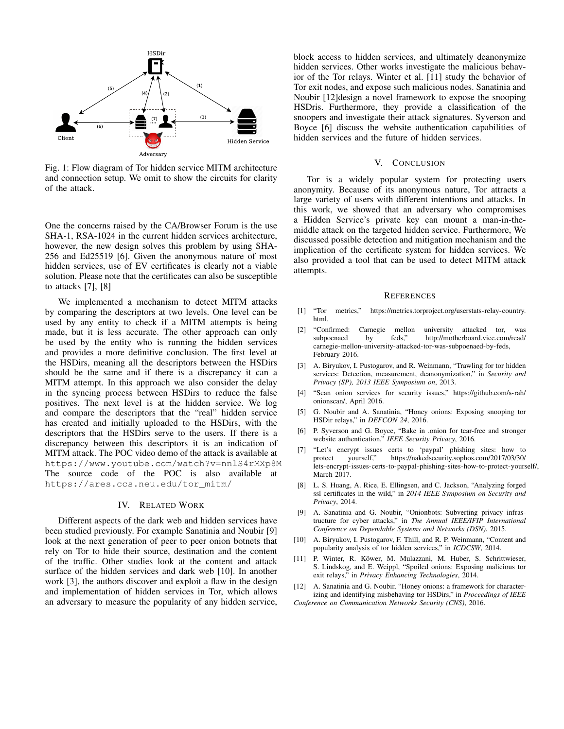HSDir

(5) (4) (2) (1)

(6) (7) (3)

Client

Hidden Service

Adversary

Fig. 1: Flow diagram of Tor hidden service MITM architecture and connection setup. We omit to show the circuits for clarity of the attack.

One the concerns raised by the CA/Browser Forum is the use SHA-1, RSA-1024 in the current hidden services architecture, however, the new design solves this problem by using SHA-256 and Ed25519 [6]. Given the anonymous nature of most hidden services, use of EV certificates is clearly not a viable solution. Please note that the certificates can also be susceptible to attacks [7], [8]

We implemented a mechanism to detect MITM attacks by comparing the descriptors at two levels. One level can be used by any entity to check if a MITM attempts is being made, but it is less accurate. The other approach can only be used by the entity who is running the hidden services and provides a more definitive conclusion. The first level at the HSDirs, meaning all the descriptors between the HSDirs should be the same and if there is a discrepancy it can a MITM attempt. In this approach we also consider the delay in the syncing process between HSDirs to reduce the false positives. The next level is at the hidden service. We log and compare the descriptors that the "real" hidden service has created and initially uploaded to the HSDirs, with the descriptors that the HSDirs serve to the users. If there is a discrepancy between this descriptors it is an indication of MITM attack. The POC video demo of the attack is available at `https://www.youtube.com/watch?v=nnlS4rMXp8M` The source code of the POC is also available at `https://ares.ccs.neu.edu/tor_mitm/`

## IV. Related Work

Different aspects of the dark web and hidden services have been studied previously. For example Sanatinia and Noubir [9] look at the next generation of peer to peer onion botnets that rely on Tor to hide their source, destination and the content of the traffic. Other studies look at the content and attack surface of the hidden services and dark web [10]. In another work [3], the authors discover and exploit a flaw in the design and implementation of hidden services in Tor, which allows an adversary to measure the popularity of any hidden service, block access to hidden services, and ultimately deanonymize hidden services. Other works investigate the malicious behavior of the Tor relays. Winter et al. [11] study the behavior of Tor exit nodes, and expose such malicious nodes. Sanatinia and Noubir [12]design a novel framework to expose the snooping HSDris. Furthermore, they provide a classification of the snoopers and investigate their attack signatures. Syverson and Boyce [6] discuss the website authentication capabilities of hidden services and the future of hidden services.

## V. Conclusion

Tor is a widely popular system for protecting users anonymity. Because of its anonymous nature, Tor attracts a large variety of users with different intentions and attacks. In this work, we showed that an adversary who compromises a Hidden Service's private key can mount a man-in-the-middle attack on the targeted hidden service. Furthermore, We discussed possible detection and mitigation mechanism and the implication of the certificate system for hidden services. We also provided a tool that can be used to detect MITM attack attempts.

## References

[1] "Tor metrics," https://metrics.torproject.org/userstats-relay-country.html.

[2] "Confirmed: Carnegie mellon university attacked tor, was subpoenaed by feds," http://motherboard.vice.com/read/carnegie-mellon-university-attacked-tor-was-subpoenaed-by-feds, February 2016.

[3] A. Biryukov, I. Pustogarov, and R. Weinmann, "Trawling for tor hidden services: Detection, measurement, deanonymization," in *Security and Privacy (SP), 2013 IEEE Symposium on*, 2013.

[4] "Scan onion services for security issues," https://github.com/s-rah/onionscan/, April 2016.

[5] G. Noubir and A. Sanatinia, "Honey onions: Exposing snooping tor HSDir relays," in *DEFCON 24*, 2016.

[6] P. Syverson and G. Boyce, "Bake in .onion for tear-free and stronger website authentication," *IEEE Security Privacy*, 2016.

[7] "Let's encrypt issues certs to 'paypal' phishing sites: how to protect yourself," https://nakedsecurity.sophos.com/2017/03/30/lets-encrypt-issues-certs-to-paypal-phishing-sites-how-to-protect-yourself/, March 2017.

[8] L. S. Huang, A. Rice, E. Ellingsen, and C. Jackson, "Analyzing forged ssl certificates in the wild," in *2014 IEEE Symposium on Security and Privacy*, 2014.

[9] A. Sanatinia and G. Noubir, "Onionbots: Subverting privacy infrastructure for cyber attacks," in *The Annual IEEE/IFIP International Conference on Dependable Systems and Networks (DSN)*, 2015.

[10] A. Biryukov, I. Pustogarov, F. Thill, and R. P. Weinmann, "Content and popularity analysis of tor hidden services," in *ICDCSW*, 2014.

[11] P. Winter, R. Köwer, M. Mulazzani, M. Huber, S. Schrittwieser, S. Lindskog, and E. Weippl, "Spoiled onions: Exposing malicious tor exit relays," in *Privacy Enhancing Technologies*, 2014.

[12] A. Sanatinia and G. Noubir, "Honey onions: a framework for characterizing and identifying misbehaving tor HSDirs," in *Proceedings of IEEE Conference on Communication Networks Security (CNS)*, 2016.